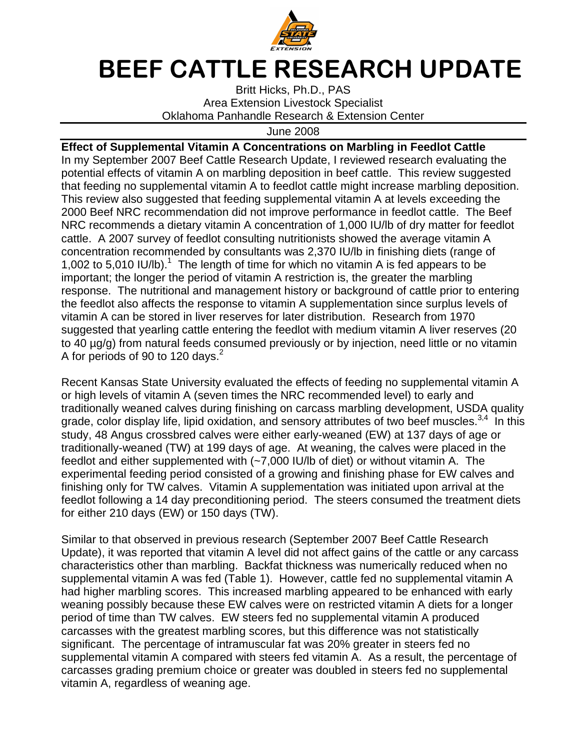# BEEF CATTLE RESEARCH UPDATE

Britt Hicks, Ph.D., PAS
Area Extension Livestock Specialist
Oklahoma Panhandle Research & Extension Center

June 2008

**Effect of Supplemental Vitamin A Concentrations on Marbling in Feedlot Cattle**

In my September 2007 Beef Cattle Research Update, I reviewed research evaluating the potential effects of vitamin A on marbling deposition in beef cattle. This review suggested that feeding no supplemental vitamin A to feedlot cattle might increase marbling deposition. This review also suggested that feeding supplemental vitamin A at levels exceeding the 2000 Beef NRC recommendation did not improve performance in feedlot cattle. The Beef NRC recommends a dietary vitamin A concentration of 1,000 IU/lb of dry matter for feedlot cattle. A 2007 survey of feedlot consulting nutritionists showed the average vitamin A concentration recommended by consultants was 2,370 IU/lb in finishing diets (range of 1,002 to 5,010 IU/lb).[1] The length of time for which no vitamin A is fed appears to be important; the longer the period of vitamin A restriction is, the greater the marbling response. The nutritional and management history or background of cattle prior to entering the feedlot also affects the response to vitamin A supplementation since surplus levels of vitamin A can be stored in liver reserves for later distribution. Research from 1970 suggested that yearling cattle entering the feedlot with medium vitamin A liver reserves (20 to 40 µg/g) from natural feeds consumed previously or by injection, need little or no vitamin A for periods of 90 to 120 days.[2]

Recent Kansas State University evaluated the effects of feeding no supplemental vitamin A or high levels of vitamin A (seven times the NRC recommended level) to early and traditionally weaned calves during finishing on carcass marbling development, USDA quality grade, color display life, lipid oxidation, and sensory attributes of two beef muscles.[3,4] In this study, 48 Angus crossbred calves were either early-weaned (EW) at 137 days of age or traditionally-weaned (TW) at 199 days of age. At weaning, the calves were placed in the feedlot and either supplemented with (~7,000 IU/lb of diet) or without vitamin A. The experimental feeding period consisted of a growing and finishing phase for EW calves and finishing only for TW calves. Vitamin A supplementation was initiated upon arrival at the feedlot following a 14 day preconditioning period. The steers consumed the treatment diets for either 210 days (EW) or 150 days (TW).

Similar to that observed in previous research (September 2007 Beef Cattle Research Update), it was reported that vitamin A level did not affect gains of the cattle or any carcass characteristics other than marbling. Backfat thickness was numerically reduced when no supplemental vitamin A was fed (Table 1). However, cattle fed no supplemental vitamin A had higher marbling scores. This increased marbling appeared to be enhanced with early weaning possibly because these EW calves were on restricted vitamin A diets for a longer period of time than TW calves. EW steers fed no supplemental vitamin A produced carcasses with the greatest marbling scores, but this difference was not statistically significant. The percentage of intramuscular fat was 20% greater in steers fed no supplemental vitamin A compared with steers fed vitamin A. As a result, the percentage of carcasses grading premium choice or greater was doubled in steers fed no supplemental vitamin A, regardless of weaning age.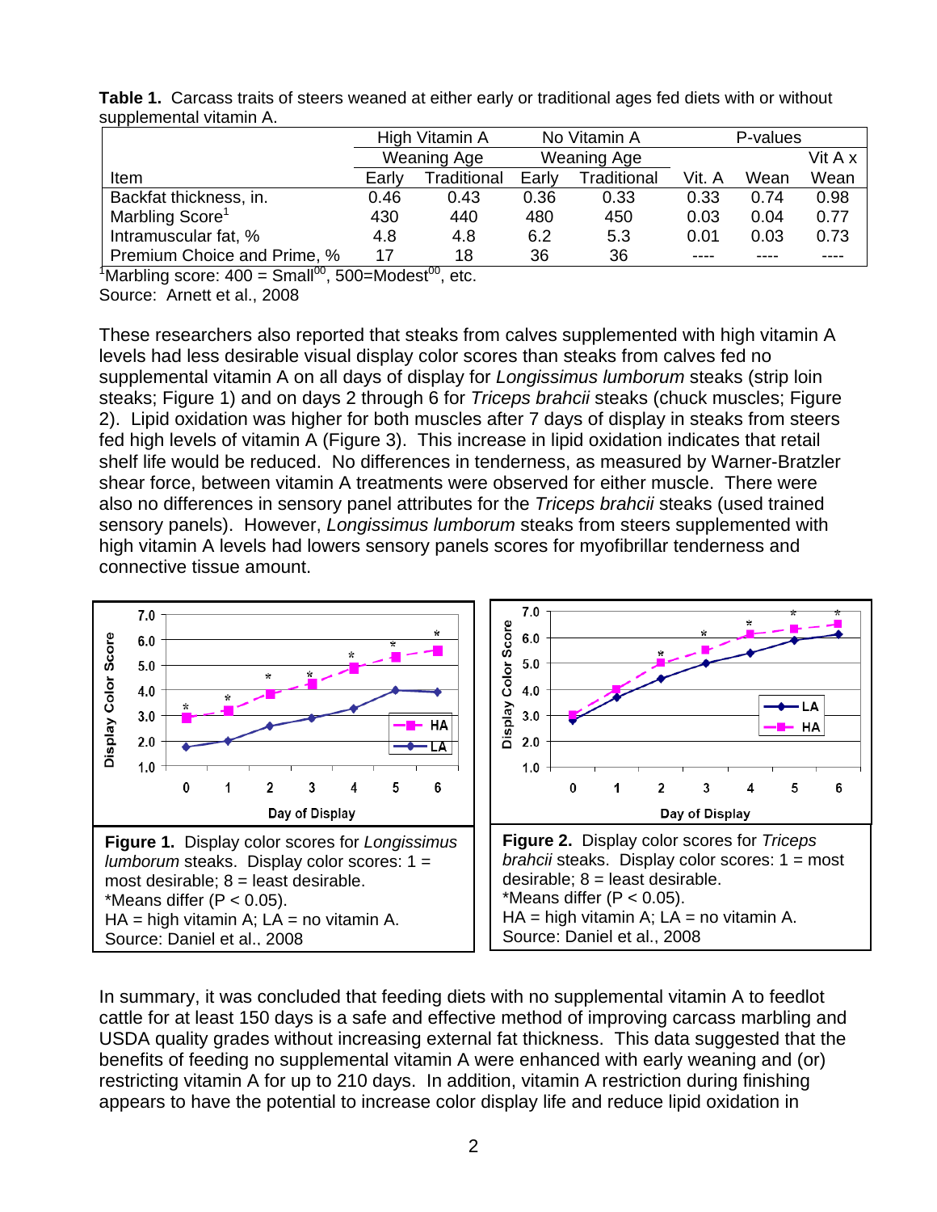**Table 1.** Carcass traits of steers weaned at either early or traditional ages fed diets with or without supplemental vitamin A.

| | High Vitamin A | | No Vitamin A | | P-values | | |
|---|---|---|---|---|---|---|---|
| | Weaning Age | | Weaning Age | | | | Vit A x |
| Item | Early | Traditional | Early | Traditional | Vit. A | Wean | Wean |
| Backfat thickness, in. | 0.46 | 0.43 | 0.36 | 0.33 | 0.33 | 0.74 | 0.98 |
| Marbling Score[1] | 430 | 440 | 480 | 450 | 0.03 | 0.04 | 0.77 |
| Intramuscular fat, % | 4.8 | 4.8 | 6.2 | 5.3 | 0.01 | 0.03 | 0.73 |
| Premium Choice and Prime, % | 17 | 18 | 36 | 36 | ---- | ---- | ---- |

[1]Marbling score: 400 = Small[00], 500=Modest[00], etc.

Source: Arnett et al., 2008

These researchers also reported that steaks from calves supplemented with high vitamin A levels had less desirable visual display color scores than steaks from calves fed no supplemental vitamin A on all days of display for *Longissimus lumborum* steaks (strip loin steaks; Figure 1) and on days 2 through 6 for *Triceps brahcii* steaks (chuck muscles; Figure 2). Lipid oxidation was higher for both muscles after 7 days of display in steaks from steers fed high levels of vitamin A (Figure 3). This increase in lipid oxidation indicates that retail shelf life would be reduced. No differences in tenderness, as measured by Warner-Bratzler shear force, between vitamin A treatments were observed for either muscle. There were also no differences in sensory panel attributes for the *Triceps brahcii* steaks (used trained sensory panels). However, *Longissimus lumborum* steaks from steers supplemented with high vitamin A levels had lowers sensory panels scores for myofibrillar tenderness and connective tissue amount.

**Figure 1.** Display color scores for *Longissimus lumborum* steaks. Display color scores: 1 = most desirable; 8 = least desirable.
*Means differ ($P < 0.05$).
HA = high vitamin A; LA = no vitamin A.
Source: Daniel et al., 2008

**Figure 2.** Display color scores for *Triceps brahcii* steaks. Display color scores: 1 = most desirable; 8 = least desirable.
*Means differ ($P < 0.05$).
HA = high vitamin A; LA = no vitamin A.
Source: Daniel et al., 2008

In summary, it was concluded that feeding diets with no supplemental vitamin A to feedlot cattle for at least 150 days is a safe and effective method of improving carcass marbling and USDA quality grades without increasing external fat thickness. This data suggested that the benefits of feeding no supplemental vitamin A were enhanced with early weaning and (or) restricting vitamin A for up to 210 days. In addition, vitamin A restriction during finishing appears to have the potential to increase color display life and reduce lipid oxidation in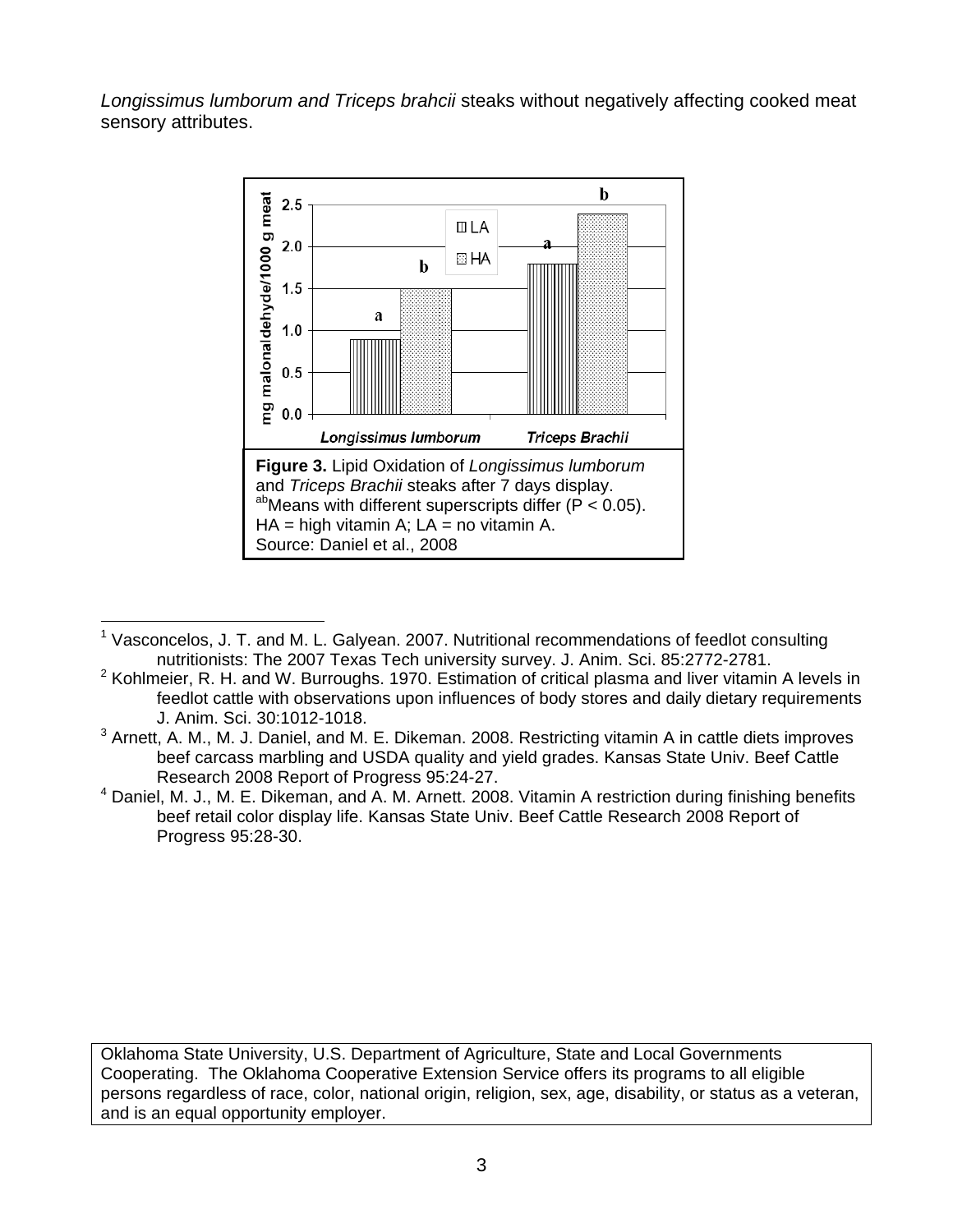*Longissimus lumborum and Triceps brahcii* steaks without negatively affecting cooked meat sensory attributes.

mg malonaldehyde/1000 g meat

2.5
2.0
1.5
1.0
0.5
0.0

LA
HA

a
b
a
b

*Longissimus lumborum*
*Triceps Brachii*

**Figure 3.** Lipid Oxidation of *Longissimus lumborum* and *Triceps Brachii* steaks after 7 days display.
[ab]Means with different superscripts differ ($P < 0.05$).
HA = high vitamin A; LA = no vitamin A.
Source: Daniel et al., 2008

---

[1] Vasconcelos, J. T. and M. L. Galyean. 2007. Nutritional recommendations of feedlot consulting nutritionists: The 2007 Texas Tech university survey. J. Anim. Sci. 85:2772-2781.

[2] Kohlmeier, R. H. and W. Burroughs. 1970. Estimation of critical plasma and liver vitamin A levels in feedlot cattle with observations upon influences of body stores and daily dietary requirements J. Anim. Sci. 30:1012-1018.

[3] Arnett, A. M., M. J. Daniel, and M. E. Dikeman. 2008. Restricting vitamin A in cattle diets improves beef carcass marbling and USDA quality and yield grades. Kansas State Univ. Beef Cattle Research 2008 Report of Progress 95:24-27.

[4] Daniel, M. J., M. E. Dikeman, and A. M. Arnett. 2008. Vitamin A restriction during finishing benefits beef retail color display life. Kansas State Univ. Beef Cattle Research 2008 Report of Progress 95:28-30.

Oklahoma State University, U.S. Department of Agriculture, State and Local Governments Cooperating. The Oklahoma Cooperative Extension Service offers its programs to all eligible persons regardless of race, color, national origin, religion, sex, age, disability, or status as a veteran, and is an equal opportunity employer.